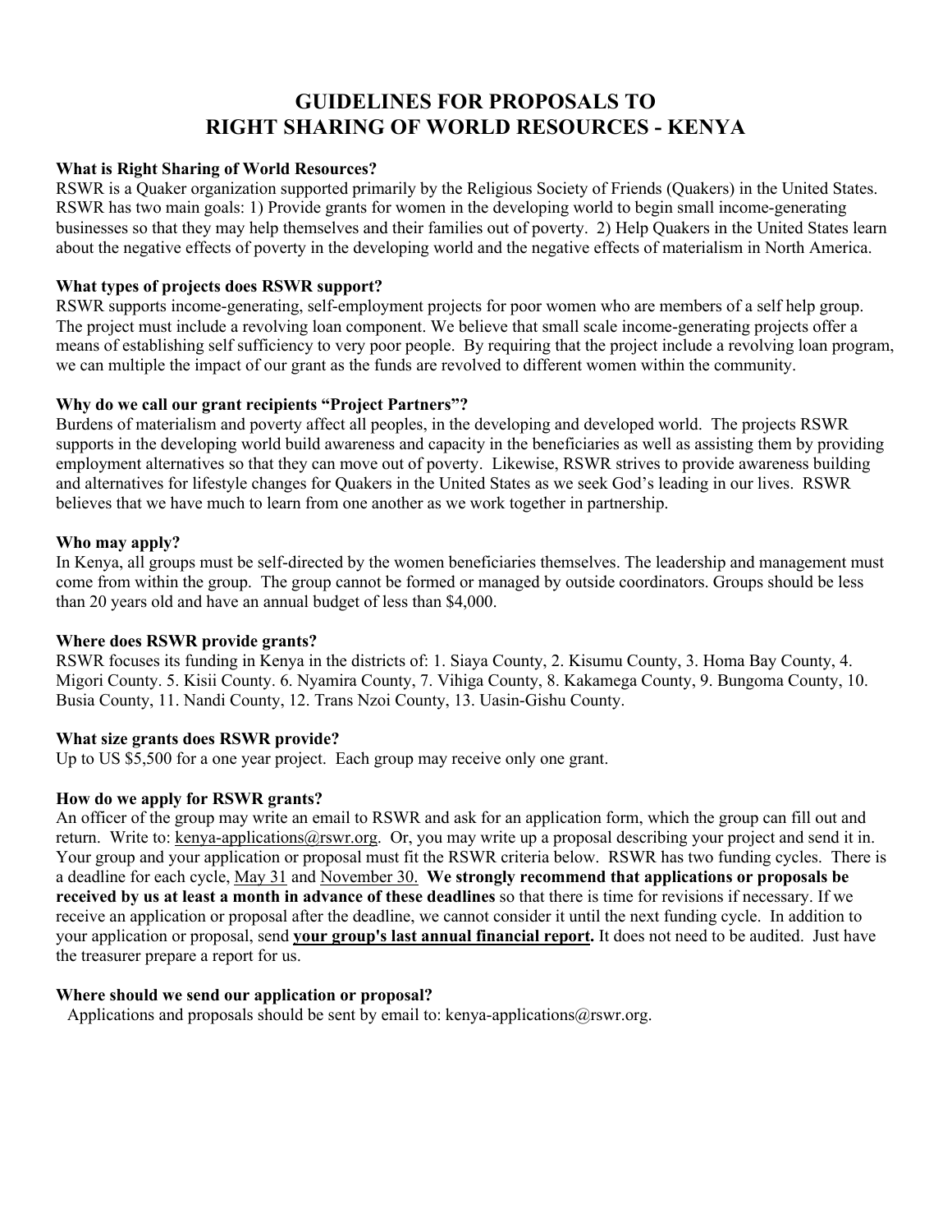# GUIDELINES FOR PROPOSALS TO RIGHT SHARING OF WORLD RESOURCES - KENYA

**What is Right Sharing of World Resources?**

RSWR is a Quaker organization supported primarily by the Religious Society of Friends (Quakers) in the United States. RSWR has two main goals: 1) Provide grants for women in the developing world to begin small income-generating businesses so that they may help themselves and their families out of poverty. 2) Help Quakers in the United States learn about the negative effects of poverty in the developing world and the negative effects of materialism in North America.

**What types of projects does RSWR support?**

RSWR supports income-generating, self-employment projects for poor women who are members of a self help group. The project must include a revolving loan component. We believe that small scale income-generating projects offer a means of establishing self sufficiency to very poor people. By requiring that the project include a revolving loan program, we can multiple the impact of our grant as the funds are revolved to different women within the community.

**Why do we call our grant recipients "Project Partners"?**

Burdens of materialism and poverty affect all peoples, in the developing and developed world. The projects RSWR supports in the developing world build awareness and capacity in the beneficiaries as well as assisting them by providing employment alternatives so that they can move out of poverty. Likewise, RSWR strives to provide awareness building and alternatives for lifestyle changes for Quakers in the United States as we seek God's leading in our lives. RSWR believes that we have much to learn from one another as we work together in partnership.

**Who may apply?**

In Kenya, all groups must be self-directed by the women beneficiaries themselves. The leadership and management must come from within the group. The group cannot be formed or managed by outside coordinators. Groups should be less than 20 years old and have an annual budget of less than $4,000.

**Where does RSWR provide grants?**

RSWR focuses its funding in Kenya in the districts of: 1. Siaya County, 2. Kisumu County, 3. Homa Bay County, 4. Migori County. 5. Kisii County. 6. Nyamira County, 7. Vihiga County, 8. Kakamega County, 9. Bungoma County, 10. Busia County, 11. Nandi County, 12. Trans Nzoi County, 13. Uasin-Gishu County.

**What size grants does RSWR provide?**

Up to US $5,500 for a one year project. Each group may receive only one grant.

**How do we apply for RSWR grants?**

An officer of the group may write an email to RSWR and ask for an application form, which the group can fill out and return. Write to: kenya-applications@rswr.org. Or, you may write up a proposal describing your project and send it in. Your group and your application or proposal must fit the RSWR criteria below. RSWR has two funding cycles. There is a deadline for each cycle, May 31 and November 30. **We strongly recommend that applications or proposals be received by us at least a month in advance of these deadlines** so that there is time for revisions if necessary. If we receive an application or proposal after the deadline, we cannot consider it until the next funding cycle. In addition to your application or proposal, send **your group's last annual financial report.** It does not need to be audited. Just have the treasurer prepare a report for us.

**Where should we send our application or proposal?**

Applications and proposals should be sent by email to: kenya-applications@rswr.org.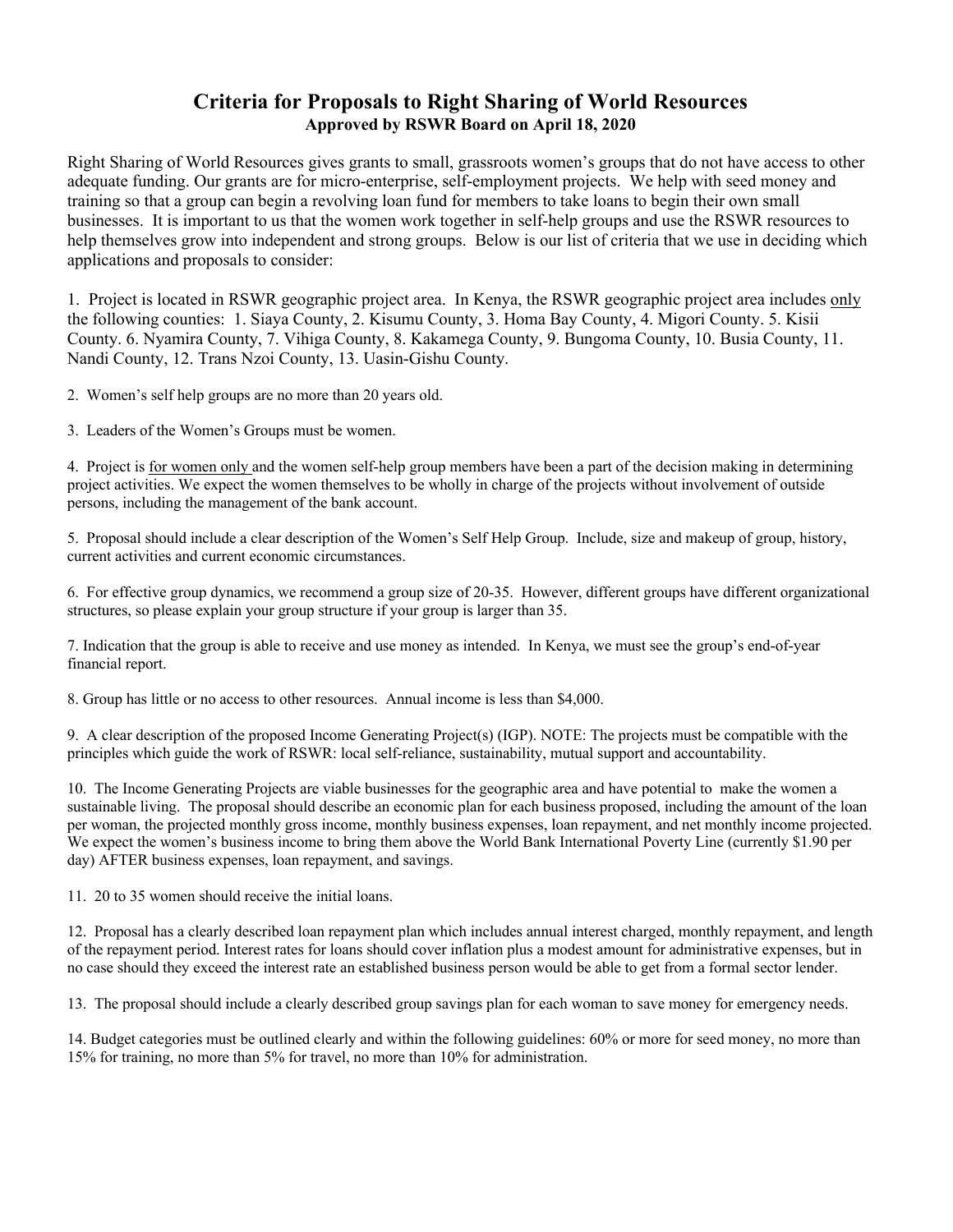# Criteria for Proposals to Right Sharing of World Resources

**Approved by RSWR Board on April 18, 2020**

Right Sharing of World Resources gives grants to small, grassroots women's groups that do not have access to other adequate funding. Our grants are for micro-enterprise, self-employment projects. We help with seed money and training so that a group can begin a revolving loan fund for members to take loans to begin their own small businesses. It is important to us that the women work together in self-help groups and use the RSWR resources to help themselves grow into independent and strong groups. Below is our list of criteria that we use in deciding which applications and proposals to consider:

1. Project is located in RSWR geographic project area. In Kenya, the RSWR geographic project area includes <u>only</u> the following counties: 1. Siaya County, 2. Kisumu County, 3. Homa Bay County, 4. Migori County. 5. Kisii County. 6. Nyamira County, 7. Vihiga County, 8. Kakamega County, 9. Bungoma County, 10. Busia County, 11. Nandi County, 12. Trans Nzoi County, 13. Uasin-Gishu County.

2. Women's self help groups are no more than 20 years old.

3. Leaders of the Women's Groups must be women.

4. Project is <u>for women only</u> and the women self-help group members have been a part of the decision making in determining project activities. We expect the women themselves to be wholly in charge of the projects without involvement of outside persons, including the management of the bank account.

5. Proposal should include a clear description of the Women's Self Help Group. Include, size and makeup of group, history, current activities and current economic circumstances.

6. For effective group dynamics, we recommend a group size of 20-35. However, different groups have different organizational structures, so please explain your group structure if your group is larger than 35.

7. Indication that the group is able to receive and use money as intended. In Kenya, we must see the group's end-of-year financial report.

8. Group has little or no access to other resources. Annual income is less than $4,000.

9. A clear description of the proposed Income Generating Project(s) (IGP). NOTE: The projects must be compatible with the principles which guide the work of RSWR: local self-reliance, sustainability, mutual support and accountability.

10. The Income Generating Projects are viable businesses for the geographic area and have potential to make the women a sustainable living. The proposal should describe an economic plan for each business proposed, including the amount of the loan per woman, the projected monthly gross income, monthly business expenses, loan repayment, and net monthly income projected. We expect the women's business income to bring them above the World Bank International Poverty Line (currently $1.90 per day) AFTER business expenses, loan repayment, and savings.

11. 20 to 35 women should receive the initial loans.

12. Proposal has a clearly described loan repayment plan which includes annual interest charged, monthly repayment, and length of the repayment period. Interest rates for loans should cover inflation plus a modest amount for administrative expenses, but in no case should they exceed the interest rate an established business person would be able to get from a formal sector lender.

13. The proposal should include a clearly described group savings plan for each woman to save money for emergency needs.

14. Budget categories must be outlined clearly and within the following guidelines: 60% or more for seed money, no more than 15% for training, no more than 5% for travel, no more than 10% for administration.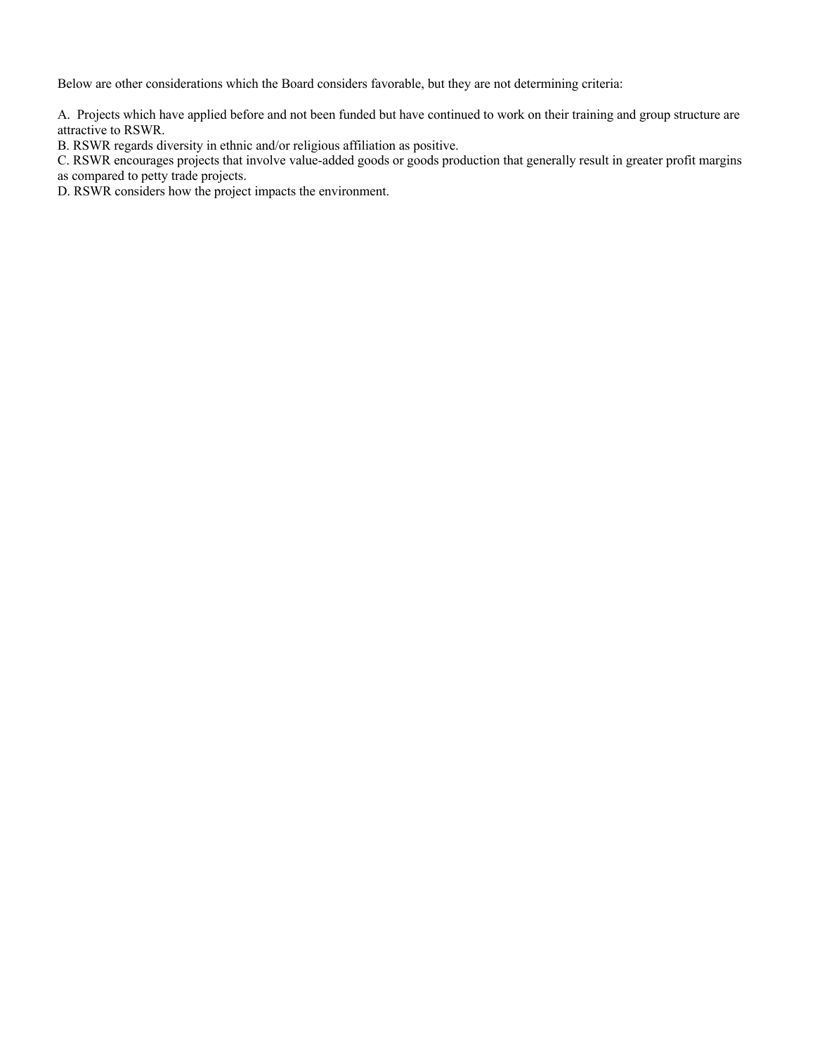Below are other considerations which the Board considers favorable, but they are not determining criteria:

A. Projects which have applied before and not been funded but have continued to work on their training and group structure are attractive to RSWR.
B. RSWR regards diversity in ethnic and/or religious affiliation as positive.
C. RSWR encourages projects that involve value-added goods or goods production that generally result in greater profit margins as compared to petty trade projects.
D. RSWR considers how the project impacts the environment.